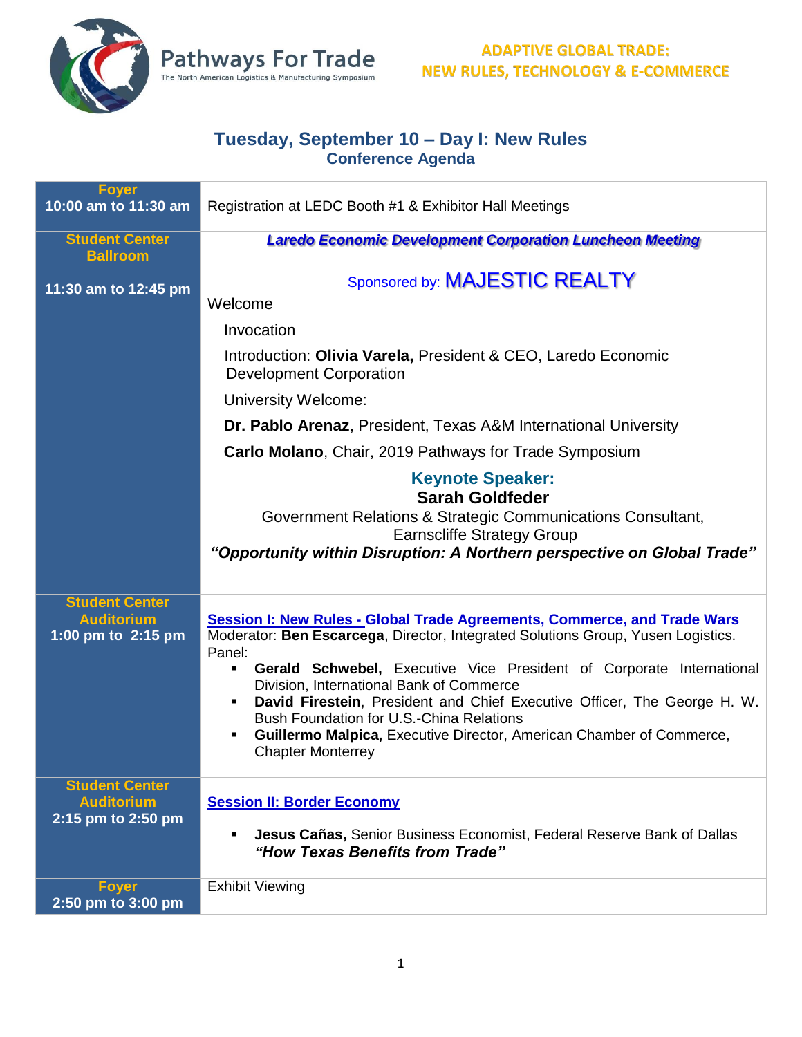Pathways For Trade

The North American Logistics & Manufacturing Symposium

**ADAPTIVE GLOBAL TRADE: NEW RULES, TECHNOLOGY & E-COMMERCE**

## Tuesday, September 10 – Day I: New Rules

### Conference Agenda

| | |
|---|---|
| **Foyer**<br>**10:00 am to 11:30 am** | Registration at LEDC Booth #1 & Exhibitor Hall Meetings |
| **Student Center Ballroom**<br><br>**11:30 am to 12:45 pm** | ***Laredo Economic Development Corporation Luncheon Meeting***<br><br>Sponsored by: MAJESTIC REALTY<br><br>Welcome<br><br>Invocation<br><br>Introduction: **Olivia Varela,** President & CEO, Laredo Economic Development Corporation<br><br>University Welcome:<br><br>**Dr. Pablo Arenaz**, President, Texas A&M International University<br><br>**Carlo Molano**, Chair, 2019 Pathways for Trade Symposium<br><br>**Keynote Speaker:**<br>**Sarah Goldfeder**<br>Government Relations & Strategic Communications Consultant, Earnscliffe Strategy Group<br>***"Opportunity within Disruption: A Northern perspective on Global Trade"*** |
| **Student Center Auditorium**<br>**1:00 pm to 2:15 pm** | **Session I: New Rules - Global Trade Agreements, Commerce, and Trade Wars**<br>Moderator: **Ben Escarcega**, Director, Integrated Solutions Group, Yusen Logistics.<br>Panel:<br>▪ **Gerald Schwebel,** Executive Vice President of Corporate International Division, International Bank of Commerce<br>▪ **David Firestein**, President and Chief Executive Officer, The George H. W. Bush Foundation for U.S.-China Relations<br>▪ **Guillermo Malpica,** Executive Director, American Chamber of Commerce, Chapter Monterrey |
| **Student Center Auditorium**<br>**2:15 pm to 2:50 pm** | **Session II: Border Economy**<br><br>▪ **Jesus Cañas,** Senior Business Economist, Federal Reserve Bank of Dallas<br>***"How Texas Benefits from Trade"*** |
| **Foyer**<br>**2:50 pm to 3:00 pm** | Exhibit Viewing |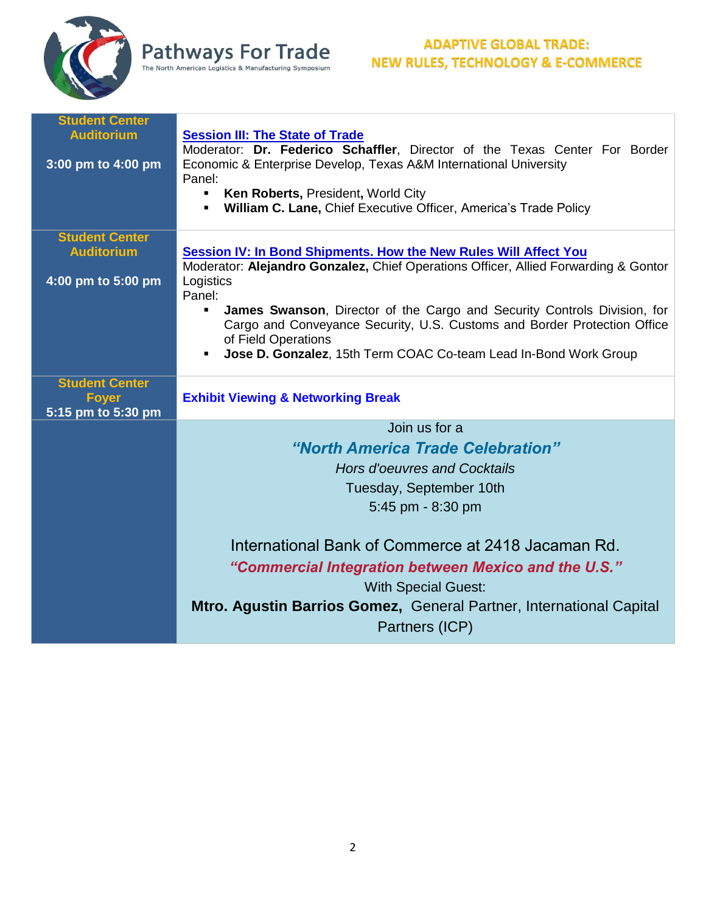| | |
|---|---|
| **Student Center Auditorium**<br><br>**3:00 pm to 4:00 pm** | **Session III: The State of Trade**<br>Moderator: **Dr. Federico Schaffler**, Director of the Texas Center For Border Economic & Enterprise Develop, Texas A&M International University<br>Panel:<br>▪ **Ken Roberts,** President**,** World City<br>▪ **William C. Lane,** Chief Executive Officer, America's Trade Policy |
| **Student Center Auditorium**<br><br>**4:00 pm to 5:00 pm** | **Session IV: In Bond Shipments. How the New Rules Will Affect You**<br>Moderator: **Alejandro Gonzalez,** Chief Operations Officer, Allied Forwarding & Gontor Logistics<br>Panel:<br>▪ **James Swanson**, Director of the Cargo and Security Controls Division, for Cargo and Conveyance Security, U.S. Customs and Border Protection Office of Field Operations<br>▪ **Jose D. Gonzalez**, 15th Term COAC Co-team Lead In-Bond Work Group |
| **Student Center Foyer**<br>**5:15 pm to 5:30 pm** | **Exhibit Viewing & Networking Break** |
| | Join us for a<br>***"North America Trade Celebration"***<br>*Hors d'oeuvres and Cocktails*<br>Tuesday, September 10th<br>5:45 pm - 8:30 pm<br><br>International Bank of Commerce at 2418 Jacaman Rd.<br>***"Commercial Integration between Mexico and the U.S."***<br>With Special Guest:<br>**Mtro. Agustin Barrios Gomez,** General Partner, International Capital Partners (ICP) |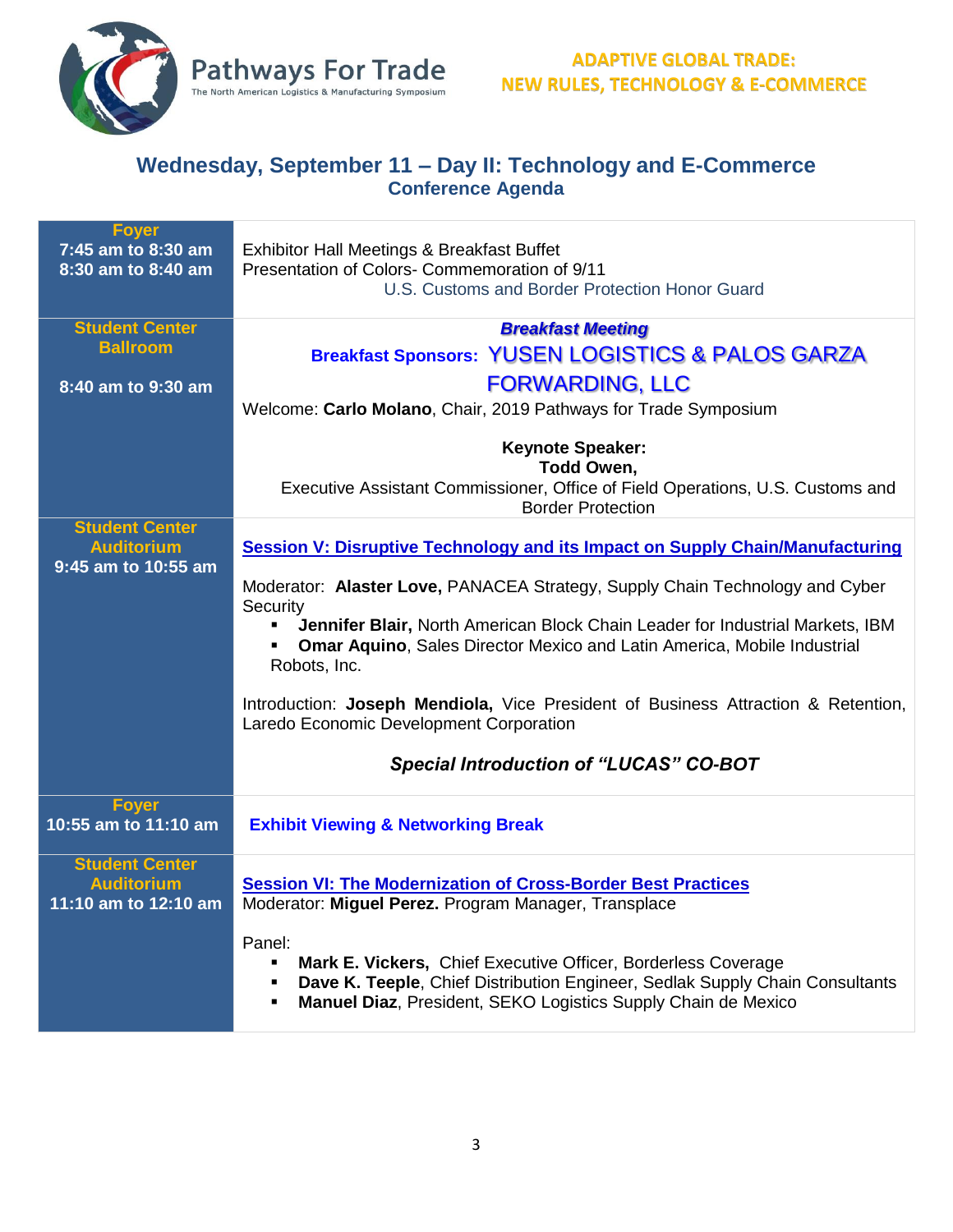Pathways For Trade
The North American Logistics & Manufacturing Symposium

ADAPTIVE GLOBAL TRADE:
NEW RULES, TECHNOLOGY & E-COMMERCE

## Wednesday, September 11 – Day II: Technology and E-Commerce
### Conference Agenda

| | |
|---|---|
| **Foyer**<br>**7:45 am to 8:30 am**<br>**8:30 am to 8:40 am** | Exhibitor Hall Meetings & Breakfast Buffet<br>Presentation of Colors- Commemoration of 9/11<br>U.S. Customs and Border Protection Honor Guard |
| **Student Center Ballroom**<br>**8:40 am to 9:30 am** | ***Breakfast Meeting***<br>**Breakfast Sponsors:** YUSEN LOGISTICS & PALOS GARZA FORWARDING, LLC<br>Welcome: **Carlo Molano**, Chair, 2019 Pathways for Trade Symposium<br><br>**Keynote Speaker:**<br>**Todd Owen,**<br>Executive Assistant Commissioner, Office of Field Operations, U.S. Customs and Border Protection |
| **Student Center Auditorium**<br>**9:45 am to 10:55 am** | **Session V: Disruptive Technology and its Impact on Supply Chain/Manufacturing**<br><br>Moderator: **Alaster Love,** PANACEA Strategy, Supply Chain Technology and Cyber Security<br>▪ **Jennifer Blair,** North American Block Chain Leader for Industrial Markets, IBM<br>▪ **Omar Aquino**, Sales Director Mexico and Latin America, Mobile Industrial Robots, Inc.<br><br>Introduction: **Joseph Mendiola,** Vice President of Business Attraction & Retention, Laredo Economic Development Corporation<br><br>***Special Introduction of "LUCAS" CO-BOT*** |
| **Foyer**<br>**10:55 am to 11:10 am** | **Exhibit Viewing & Networking Break** |
| **Student Center Auditorium**<br>**11:10 am to 12:10 am** | **Session VI: The Modernization of Cross-Border Best Practices**<br>Moderator: **Miguel Perez.** Program Manager, Transplace<br><br>Panel:<br>▪ **Mark E. Vickers,** Chief Executive Officer, Borderless Coverage<br>▪ **Dave K. Teeple**, Chief Distribution Engineer, Sedlak Supply Chain Consultants<br>▪ **Manuel Diaz**, President, SEKO Logistics Supply Chain de Mexico |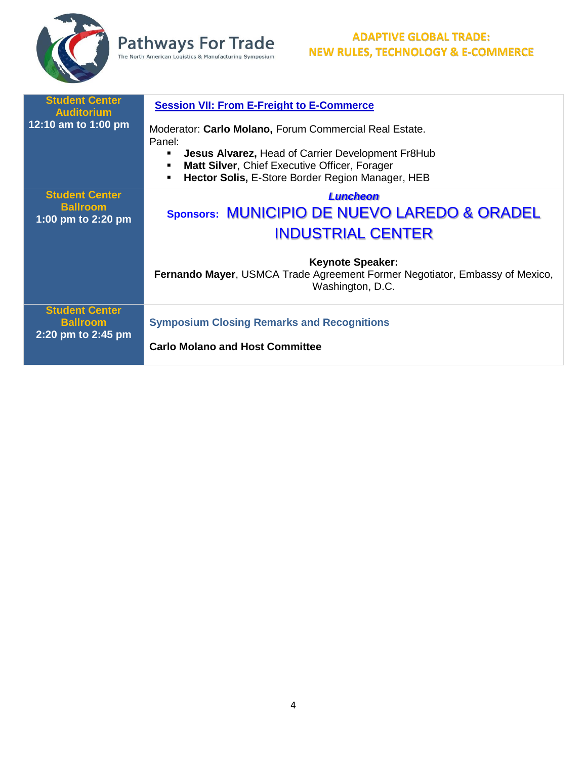| | |
|---|---|
| **Student Center Auditorium**<br>**12:10 am to 1:00 pm** | **Session VII: From E-Freight to E-Commerce**<br><br>Moderator: **Carlo Molano,** Forum Commercial Real Estate.<br>Panel:<br>▪ **Jesus Alvarez,** Head of Carrier Development Fr8Hub<br>▪ **Matt Silver**, Chief Executive Officer, Forager<br>▪ **Hector Solis,** E-Store Border Region Manager, HEB |
| **Student Center Ballroom**<br>**1:00 pm to 2:20 pm** | ***Luncheon***<br>**Sponsors:** MUNICIPIO DE NUEVO LAREDO & ORADEL INDUSTRIAL CENTER<br><br>**Keynote Speaker:**<br>**Fernando Mayer**, USMCA Trade Agreement Former Negotiator, Embassy of Mexico, Washington, D.C. |
| **Student Center Ballroom**<br>**2:20 pm to 2:45 pm** | **Symposium Closing Remarks and Recognitions**<br><br>**Carlo Molano and Host Committee** |